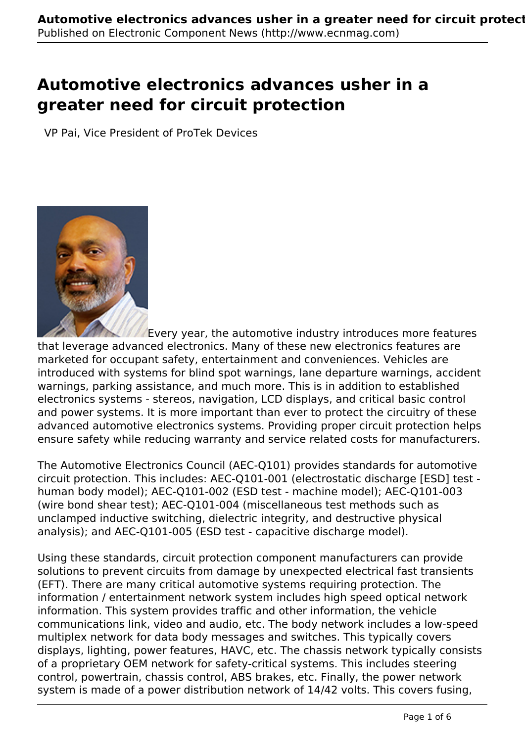# Automotive electronics advances usher in a greater need for circuit protection

VP Pai, Vice President of ProTek Devices

Every year, the automotive industry introduces more features that leverage advanced electronics. Many of these new electronics features are marketed for occupant safety, entertainment and conveniences. Vehicles are introduced with systems for blind spot warnings, lane departure warnings, accident warnings, parking assistance, and much more. This is in addition to established electronics systems - stereos, navigation, LCD displays, and critical basic control and power systems. It is more important than ever to protect the circuitry of these advanced automotive electronics systems. Providing proper circuit protection helps ensure safety while reducing warranty and service related costs for manufacturers.

The Automotive Electronics Council (AEC-Q101) provides standards for automotive circuit protection. This includes: AEC-Q101-001 (electrostatic discharge [ESD] test - human body model); AEC-Q101-002 (ESD test - machine model); AEC-Q101-003 (wire bond shear test); AEC-Q101-004 (miscellaneous test methods such as unclamped inductive switching, dielectric integrity, and destructive physical analysis); and AEC-Q101-005 (ESD test - capacitive discharge model).

Using these standards, circuit protection component manufacturers can provide solutions to prevent circuits from damage by unexpected electrical fast transients (EFT). There are many critical automotive systems requiring protection. The information / entertainment network system includes high speed optical network information. This system provides traffic and other information, the vehicle communications link, video and audio, etc. The body network includes a low-speed multiplex network for data body messages and switches. This typically covers displays, lighting, power features, HAVC, etc. The chassis network typically consists of a proprietary OEM network for safety-critical systems. This includes steering control, powertrain, chassis control, ABS brakes, etc. Finally, the power network system is made of a power distribution network of 14/42 volts. This covers fusing,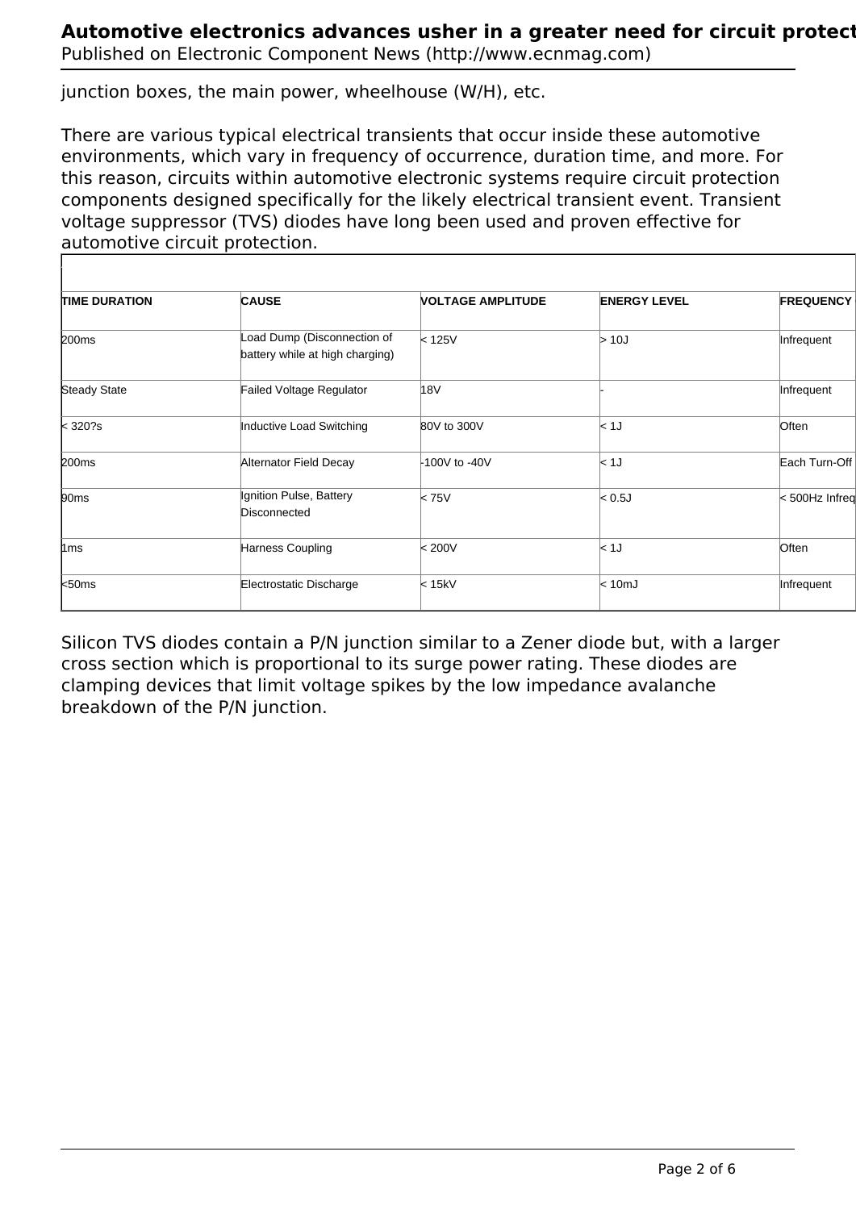junction boxes, the main power, wheelhouse (W/H), etc.

There are various typical electrical transients that occur inside these automotive environments, which vary in frequency of occurrence, duration time, and more. For this reason, circuits within automotive electronic systems require circuit protection components designed specifically for the likely electrical transient event. Transient voltage suppressor (TVS) diodes have long been used and proven effective for automotive circuit protection.

| TIME DURATION | CAUSE | VOLTAGE AMPLITUDE | ENERGY LEVEL | FREQUENCY |
|---|---|---|---|---|
| 200ms | Load Dump (Disconnection of battery while at high charging) | < 125V | > 10J | Infrequent |
| Steady State | Failed Voltage Regulator | 18V | - | Infrequent |
| < 320?s | Inductive Load Switching | 80V to 300V | < 1J | Often |
| 200ms | Alternator Field Decay | -100V to -40V | < 1J | Each Turn-Off |
| 90ms | Ignition Pulse, Battery Disconnected | < 75V | < 0.5J | < 500Hz Infreq |
| 1ms | Harness Coupling | < 200V | < 1J | Often |
| <50ms | Electrostatic Discharge | < 15kV | < 10mJ | Infrequent |

Silicon TVS diodes contain a P/N junction similar to a Zener diode but, with a larger cross section which is proportional to its surge power rating. These diodes are clamping devices that limit voltage spikes by the low impedance avalanche breakdown of the P/N junction.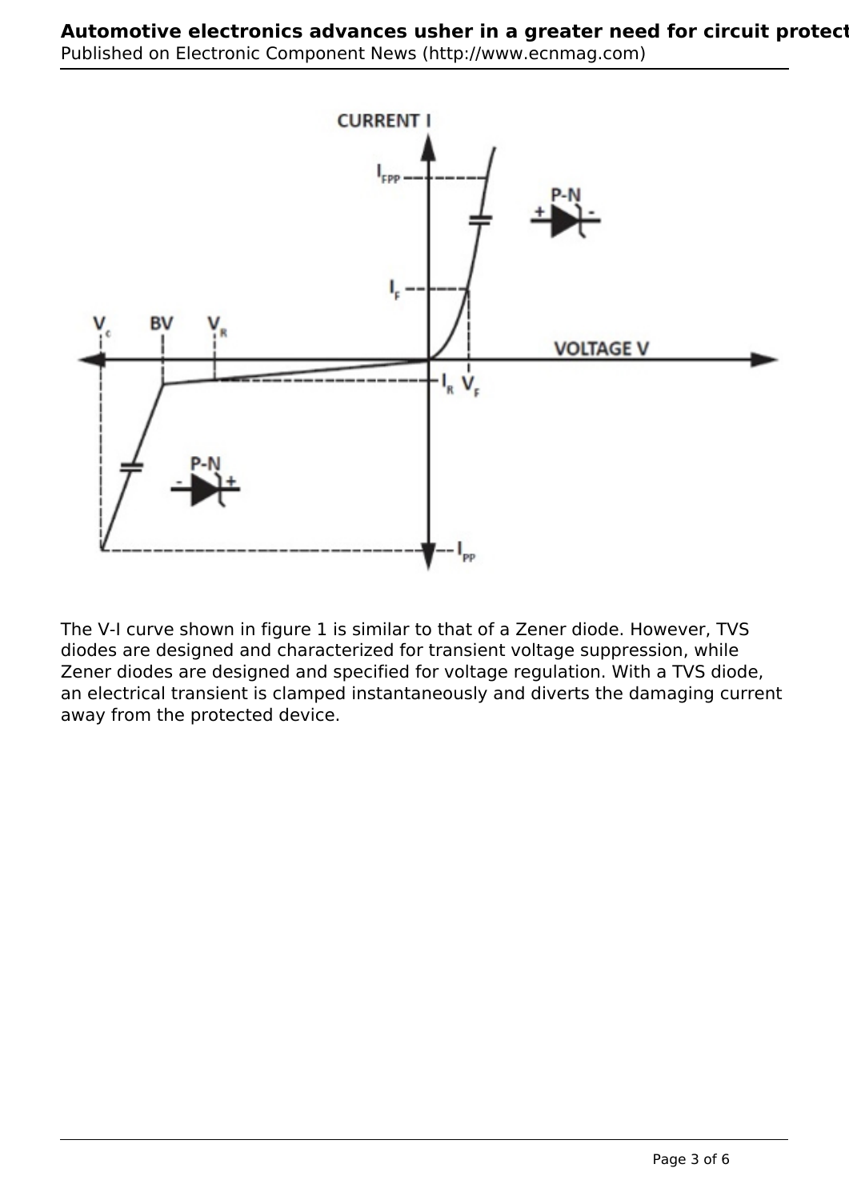The V-I curve shown in figure 1 is similar to that of a Zener diode. However, TVS diodes are designed and characterized for transient voltage suppression, while Zener diodes are designed and specified for voltage regulation. With a TVS diode, an electrical transient is clamped instantaneously and diverts the damaging current away from the protected device.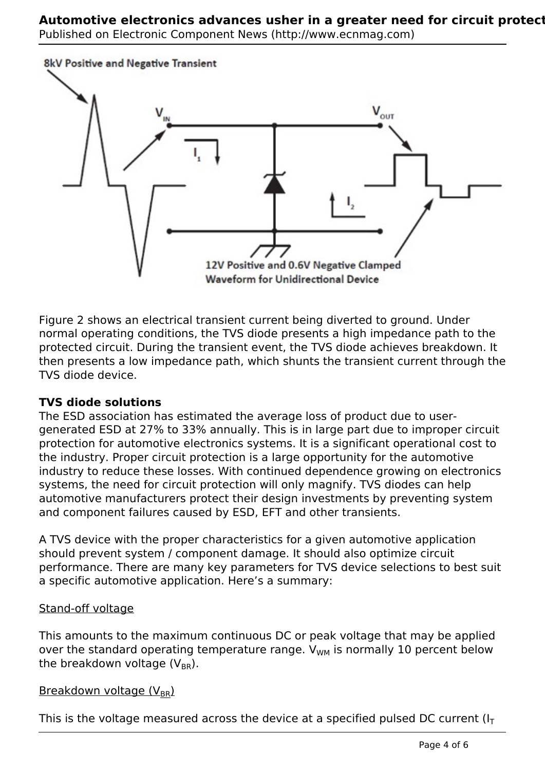Figure 2 shows an electrical transient current being diverted to ground. Under normal operating conditions, the TVS diode presents a high impedance path to the protected circuit. During the transient event, the TVS diode achieves breakdown. It then presents a low impedance path, which shunts the transient current through the TVS diode device.

**TVS diode solutions**

The ESD association has estimated the average loss of product due to user-generated ESD at 27% to 33% annually. This is in large part due to improper circuit protection for automotive electronics systems. It is a significant operational cost to the industry. Proper circuit protection is a large opportunity for the automotive industry to reduce these losses. With continued dependence growing on electronics systems, the need for circuit protection will only magnify. TVS diodes can help automotive manufacturers protect their design investments by preventing system and component failures caused by ESD, EFT and other transients.

A TVS device with the proper characteristics for a given automotive application should prevent system / component damage. It should also optimize circuit performance. There are many key parameters for TVS device selections to best suit a specific automotive application. Here's a summary:

Stand-off voltage

This amounts to the maximum continuous DC or peak voltage that may be applied over the standard operating temperature range. $V_{WM}$ is normally 10 percent below the breakdown voltage ($V_{BR}$).

Breakdown voltage ($V_{BR}$)

This is the voltage measured across the device at a specified pulsed DC current ($I_T$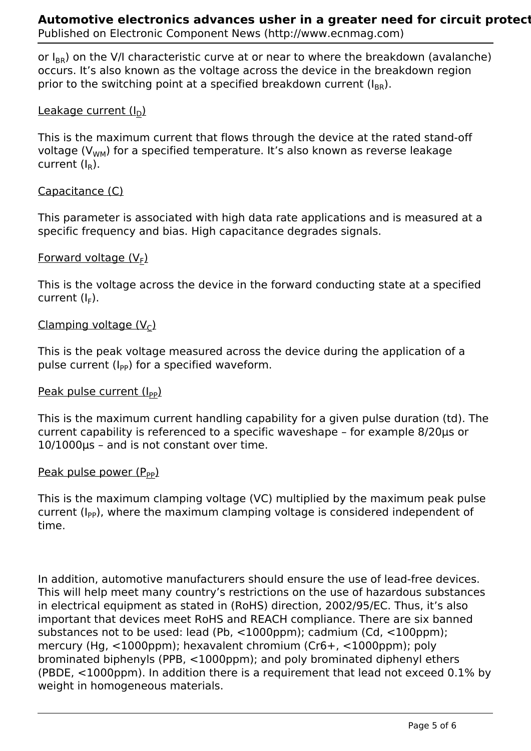or $I_{BR}$) on the V/I characteristic curve at or near to where the breakdown (avalanche) occurs. It's also known as the voltage across the device in the breakdown region prior to the switching point at a specified breakdown current ($I_{BR}$).

Leakage current ($I_D$)

This is the maximum current that flows through the device at the rated stand-off voltage ($V_{WM}$) for a specified temperature. It's also known as reverse leakage current ($I_R$).

Capacitance (C)

This parameter is associated with high data rate applications and is measured at a specific frequency and bias. High capacitance degrades signals.

Forward voltage ($V_F$)

This is the voltage across the device in the forward conducting state at a specified current ($I_F$).

Clamping voltage ($V_C$)

This is the peak voltage measured across the device during the application of a pulse current ($I_{PP}$) for a specified waveform.

Peak pulse current ($I_{PP}$)

This is the maximum current handling capability for a given pulse duration (td). The current capability is referenced to a specific waveshape – for example 8/20µs or 10/1000µs – and is not constant over time.

Peak pulse power ($P_{PP}$)

This is the maximum clamping voltage (VC) multiplied by the maximum peak pulse current ($I_{PP}$), where the maximum clamping voltage is considered independent of time.

In addition, automotive manufacturers should ensure the use of lead-free devices. This will help meet many country's restrictions on the use of hazardous substances in electrical equipment as stated in (RoHS) direction, 2002/95/EC. Thus, it's also important that devices meet RoHS and REACH compliance. There are six banned substances not to be used: lead (Pb, <1000ppm); cadmium (Cd, <100ppm); mercury (Hg, <1000ppm); hexavalent chromium ($Cr^{6+}$, <1000ppm); poly brominated biphenyls (PPB, <1000ppm); and poly brominated diphenyl ethers (PBDE, <1000ppm). In addition there is a requirement that lead not exceed 0.1% by weight in homogeneous materials.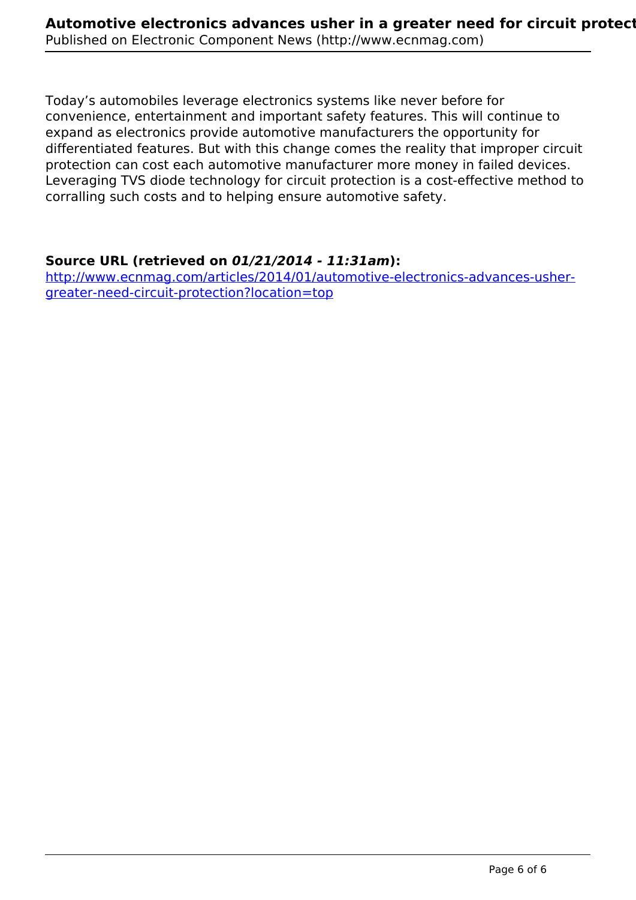Today’s automobiles leverage electronics systems like never before for convenience, entertainment and important safety features. This will continue to expand as electronics provide automotive manufacturers the opportunity for differentiated features. But with this change comes the reality that improper circuit protection can cost each automotive manufacturer more money in failed devices. Leveraging TVS diode technology for circuit protection is a cost-effective method to corralling such costs and to helping ensure automotive safety.

**Source URL (retrieved on *01/21/2014 - 11:31am*):**
http://www.ecnmag.com/articles/2014/01/automotive-electronics-advances-usher-greater-need-circuit-protection?location=top